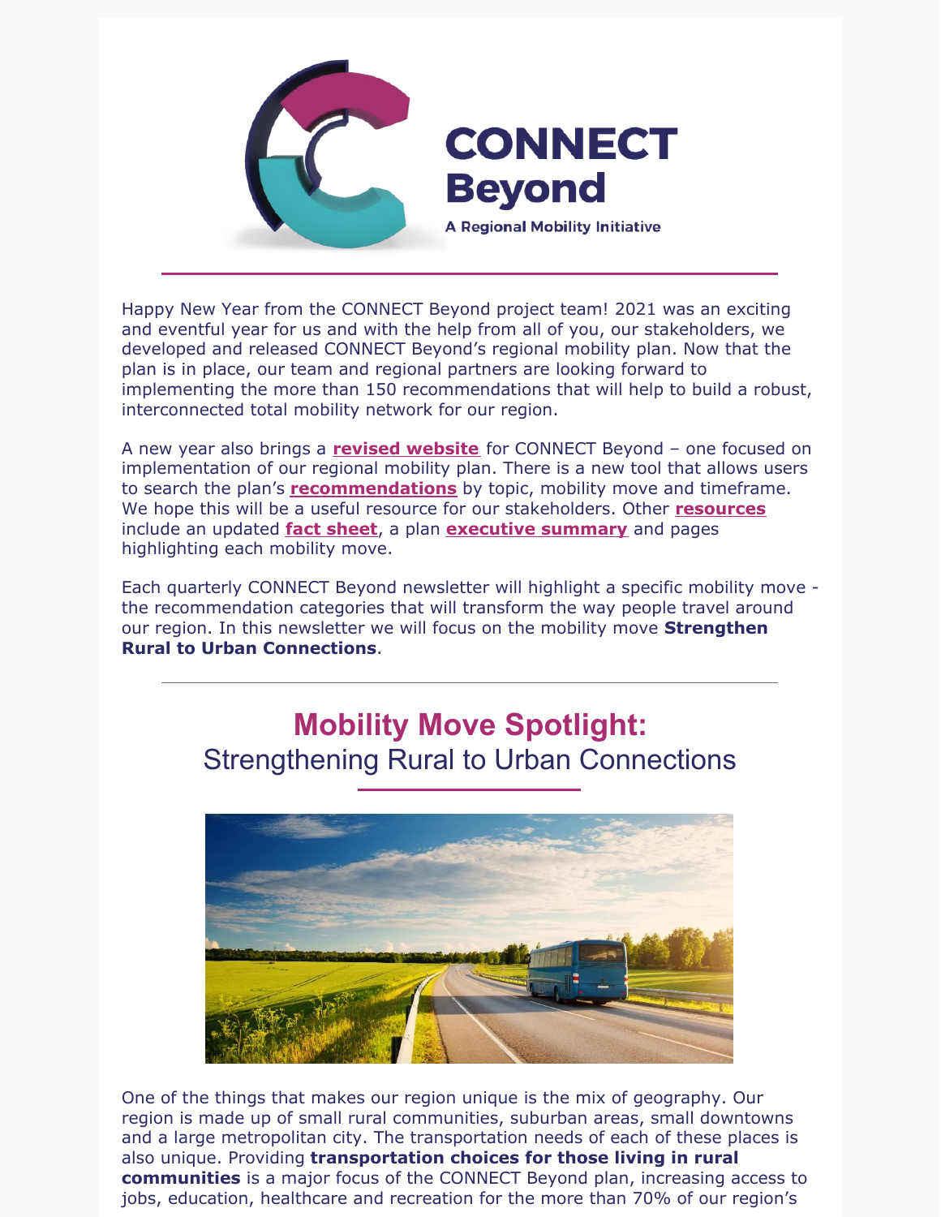# CONNECT Beyond

A Regional Mobility Initiative

Happy New Year from the CONNECT Beyond project team! 2021 was an exciting and eventful year for us and with the help from all of you, our stakeholders, we developed and released CONNECT Beyond's regional mobility plan. Now that the plan is in place, our team and regional partners are looking forward to implementing the more than 150 recommendations that will help to build a robust, interconnected total mobility network for our region.

A new year also brings a **revised website** for CONNECT Beyond – one focused on implementation of our regional mobility plan. There is a new tool that allows users to search the plan's **recommendations** by topic, mobility move and timeframe. We hope this will be a useful resource for our stakeholders. Other **resources** include an updated **fact sheet**, a plan **executive summary** and pages highlighting each mobility move.

Each quarterly CONNECT Beyond newsletter will highlight a specific mobility move - the recommendation categories that will transform the way people travel around our region. In this newsletter we will focus on the mobility move **Strengthen Rural to Urban Connections**.

## Mobility Move Spotlight:
## Strengthening Rural to Urban Connections

One of the things that makes our region unique is the mix of geography. Our region is made up of small rural communities, suburban areas, small downtowns and a large metropolitan city. The transportation needs of each of these places is also unique. Providing **transportation choices for those living in rural communities** is a major focus of the CONNECT Beyond plan, increasing access to jobs, education, healthcare and recreation for the more than 70% of our region's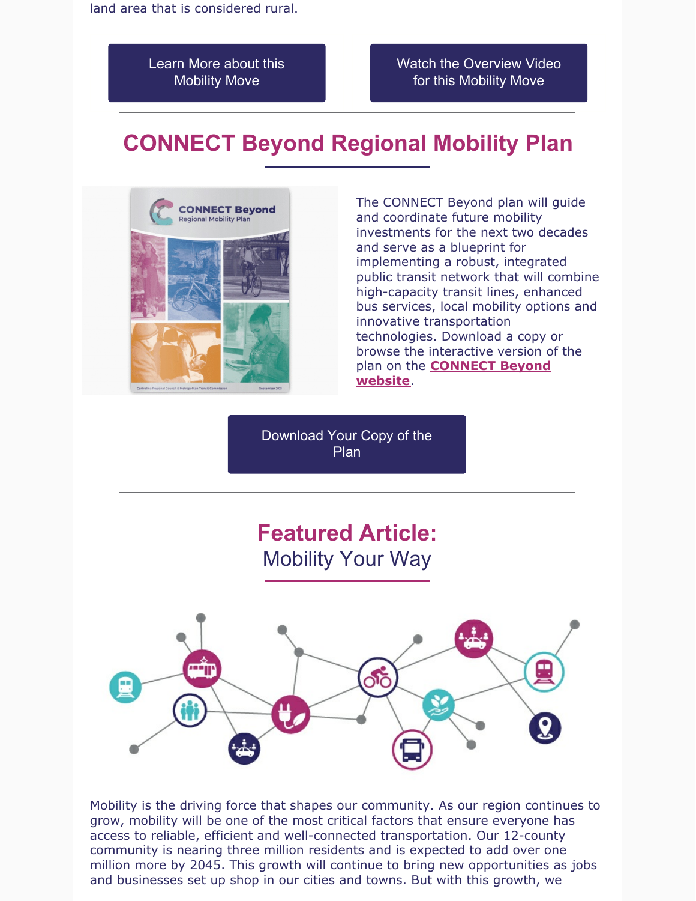land area that is considered rural.

Learn More about this Mobility Move

Watch the Overview Video for this Mobility Move

---

## CONNECT Beyond Regional Mobility Plan

The CONNECT Beyond plan will guide and coordinate future mobility investments for the next two decades and serve as a blueprint for implementing a robust, integrated public transit network that will combine high-capacity transit lines, enhanced bus services, local mobility options and innovative transportation technologies. Download a copy or browse the interactive version of the plan on the **CONNECT Beyond website**.

Download Your Copy of the Plan

---

## Featured Article:

### Mobility Your Way

Mobility is the driving force that shapes our community. As our region continues to grow, mobility will be one of the most critical factors that ensure everyone has access to reliable, efficient and well-connected transportation. Our 12-county community is nearing three million residents and is expected to add over one million more by 2045. This growth will continue to bring new opportunities as jobs and businesses set up shop in our cities and towns. But with this growth, we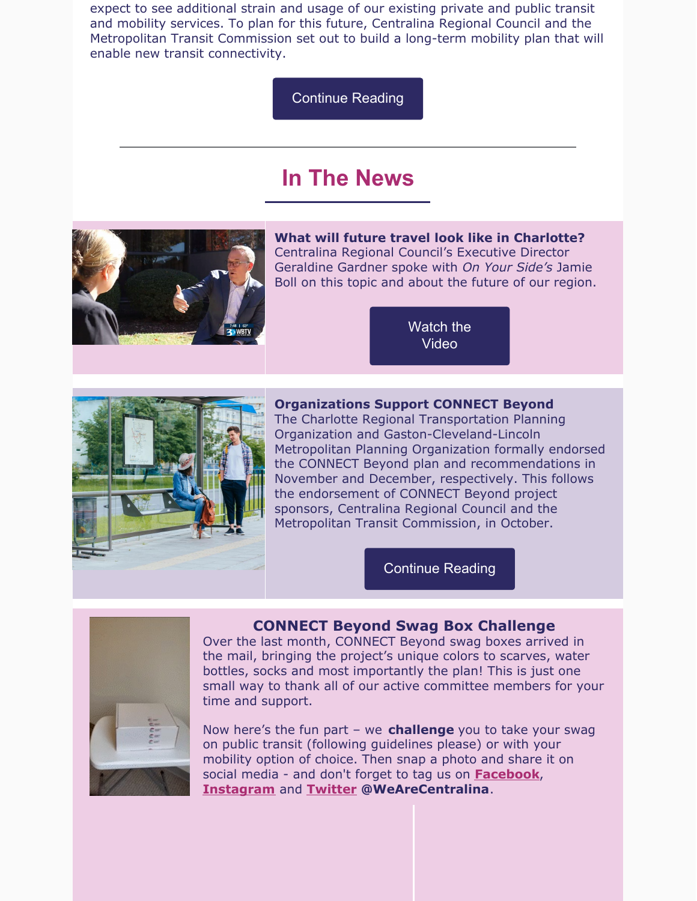expect to see additional strain and usage of our existing private and public transit and mobility services. To plan for this future, Centralina Regional Council and the Metropolitan Transit Commission set out to build a long-term mobility plan that will enable new transit connectivity.

Continue Reading

---

## In The News

**What will future travel look like in Charlotte?**
Centralina Regional Council's Executive Director Geraldine Gardner spoke with *On Your Side's* Jamie Boll on this topic and about the future of our region.

Watch the Video

**Organizations Support CONNECT Beyond**
The Charlotte Regional Transportation Planning Organization and Gaston-Cleveland-Lincoln Metropolitan Planning Organization formally endorsed the CONNECT Beyond plan and recommendations in November and December, respectively. This follows the endorsement of CONNECT Beyond project sponsors, Centralina Regional Council and the Metropolitan Transit Commission, in October.

Continue Reading

**CONNECT Beyond Swag Box Challenge**
Over the last month, CONNECT Beyond swag boxes arrived in the mail, bringing the project's unique colors to scarves, water bottles, socks and most importantly the plan! This is just one small way to thank all of our active committee members for your time and support.

Now here's the fun part – we **challenge** you to take your swag on public transit (following guidelines please) or with your mobility option of choice. Then snap a photo and share it on social media - and don't forget to tag us on **Facebook**, **Instagram** and **Twitter** **@WeAreCentralina**.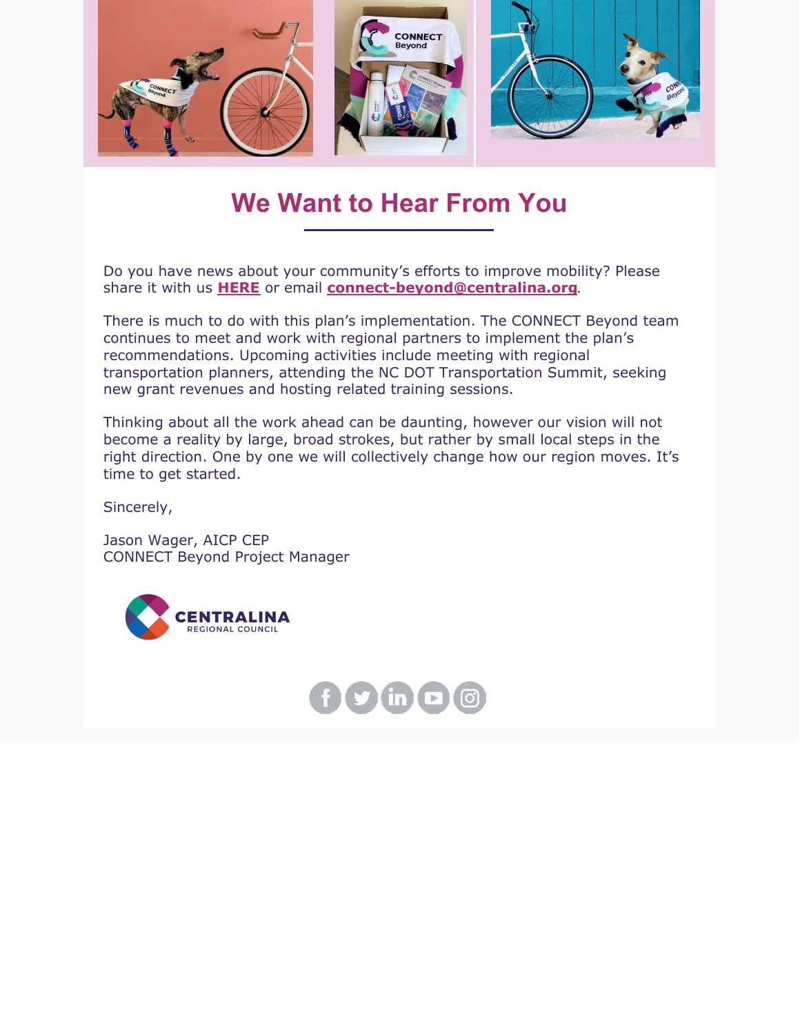## We Want to Hear From You

Do you have news about your community's efforts to improve mobility? Please share it with us **HERE** or email **connect-beyond@centralina.org**.

There is much to do with this plan's implementation. The CONNECT Beyond team continues to meet and work with regional partners to implement the plan's recommendations. Upcoming activities include meeting with regional transportation planners, attending the NC DOT Transportation Summit, seeking new grant revenues and hosting related training sessions.

Thinking about all the work ahead can be daunting, however our vision will not become a reality by large, broad strokes, but rather by small local steps in the right direction. One by one we will collectively change how our region moves. It's time to get started.

Sincerely,

Jason Wager, AICP CEP
CONNECT Beyond Project Manager

CENTRALINA
REGIONAL COUNCIL